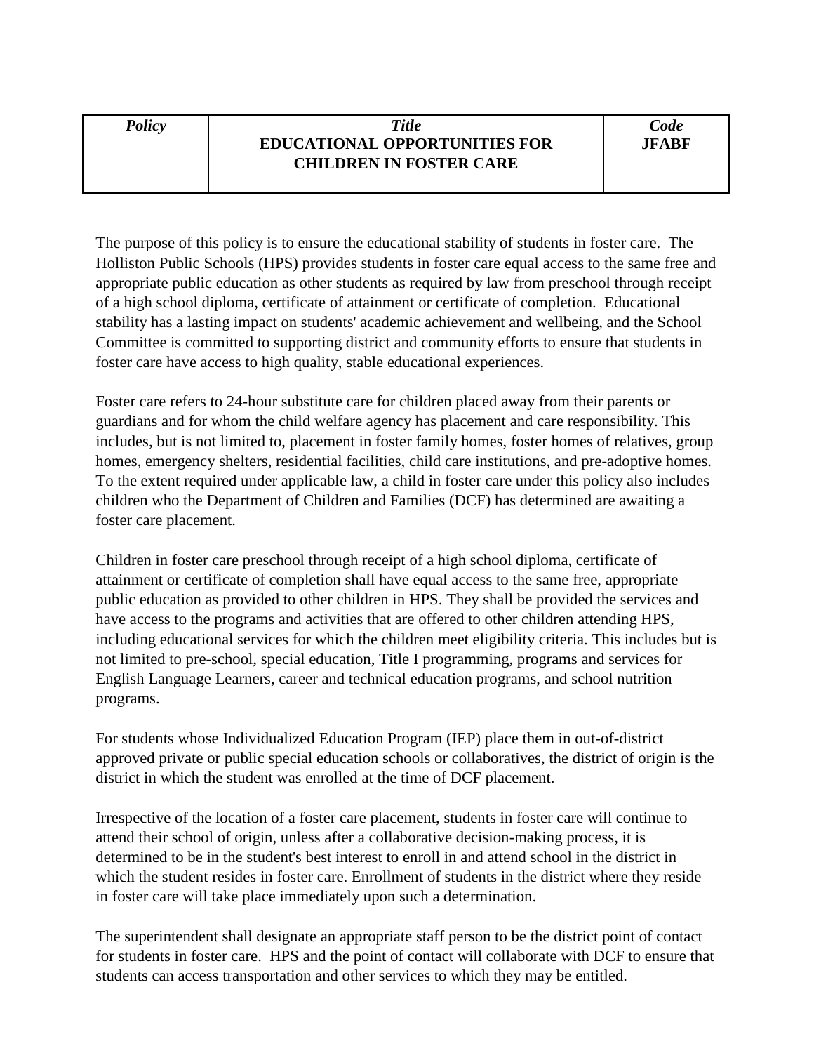| *Policy* | *Title* **EDUCATIONAL OPPORTUNITIES FOR CHILDREN IN FOSTER CARE** | *Code* **JFABF** |
|---|---|---|

The purpose of this policy is to ensure the educational stability of students in foster care. The Holliston Public Schools (HPS) provides students in foster care equal access to the same free and appropriate public education as other students as required by law from preschool through receipt of a high school diploma, certificate of attainment or certificate of completion. Educational stability has a lasting impact on students' academic achievement and wellbeing, and the School Committee is committed to supporting district and community efforts to ensure that students in foster care have access to high quality, stable educational experiences.

Foster care refers to 24-hour substitute care for children placed away from their parents or guardians and for whom the child welfare agency has placement and care responsibility. This includes, but is not limited to, placement in foster family homes, foster homes of relatives, group homes, emergency shelters, residential facilities, child care institutions, and pre-adoptive homes. To the extent required under applicable law, a child in foster care under this policy also includes children who the Department of Children and Families (DCF) has determined are awaiting a foster care placement.

Children in foster care preschool through receipt of a high school diploma, certificate of attainment or certificate of completion shall have equal access to the same free, appropriate public education as provided to other children in HPS. They shall be provided the services and have access to the programs and activities that are offered to other children attending HPS, including educational services for which the children meet eligibility criteria. This includes but is not limited to pre-school, special education, Title I programming, programs and services for English Language Learners, career and technical education programs, and school nutrition programs.

For students whose Individualized Education Program (IEP) place them in out-of-district approved private or public special education schools or collaboratives, the district of origin is the district in which the student was enrolled at the time of DCF placement.

Irrespective of the location of a foster care placement, students in foster care will continue to attend their school of origin, unless after a collaborative decision-making process, it is determined to be in the student's best interest to enroll in and attend school in the district in which the student resides in foster care. Enrollment of students in the district where they reside in foster care will take place immediately upon such a determination.

The superintendent shall designate an appropriate staff person to be the district point of contact for students in foster care. HPS and the point of contact will collaborate with DCF to ensure that students can access transportation and other services to which they may be entitled.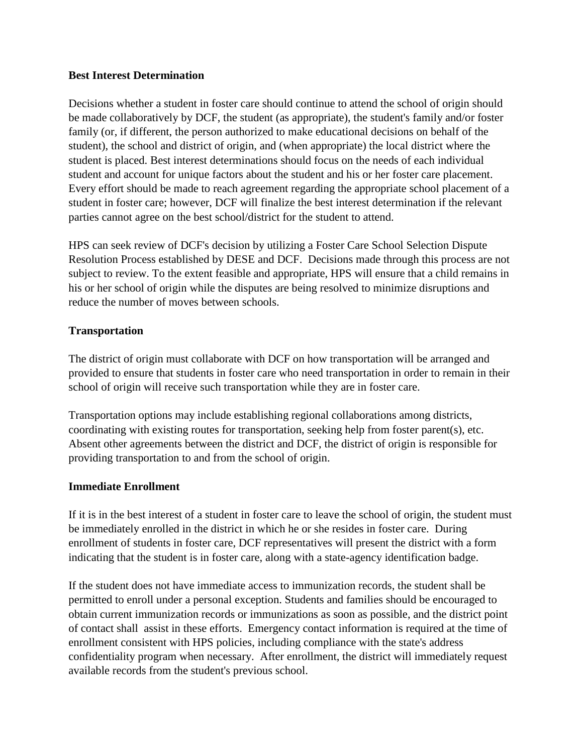**Best Interest Determination**

Decisions whether a student in foster care should continue to attend the school of origin should be made collaboratively by DCF, the student (as appropriate), the student's family and/or foster family (or, if different, the person authorized to make educational decisions on behalf of the student), the school and district of origin, and (when appropriate) the local district where the student is placed. Best interest determinations should focus on the needs of each individual student and account for unique factors about the student and his or her foster care placement. Every effort should be made to reach agreement regarding the appropriate school placement of a student in foster care; however, DCF will finalize the best interest determination if the relevant parties cannot agree on the best school/district for the student to attend.

HPS can seek review of DCF's decision by utilizing a Foster Care School Selection Dispute Resolution Process established by DESE and DCF. Decisions made through this process are not subject to review. To the extent feasible and appropriate, HPS will ensure that a child remains in his or her school of origin while the disputes are being resolved to minimize disruptions and reduce the number of moves between schools.

**Transportation**

The district of origin must collaborate with DCF on how transportation will be arranged and provided to ensure that students in foster care who need transportation in order to remain in their school of origin will receive such transportation while they are in foster care.

Transportation options may include establishing regional collaborations among districts, coordinating with existing routes for transportation, seeking help from foster parent(s), etc. Absent other agreements between the district and DCF, the district of origin is responsible for providing transportation to and from the school of origin.

**Immediate Enrollment**

If it is in the best interest of a student in foster care to leave the school of origin, the student must be immediately enrolled in the district in which he or she resides in foster care. During enrollment of students in foster care, DCF representatives will present the district with a form indicating that the student is in foster care, along with a state-agency identification badge.

If the student does not have immediate access to immunization records, the student shall be permitted to enroll under a personal exception. Students and families should be encouraged to obtain current immunization records or immunizations as soon as possible, and the district point of contact shall assist in these efforts. Emergency contact information is required at the time of enrollment consistent with HPS policies, including compliance with the state's address confidentiality program when necessary. After enrollment, the district will immediately request available records from the student's previous school.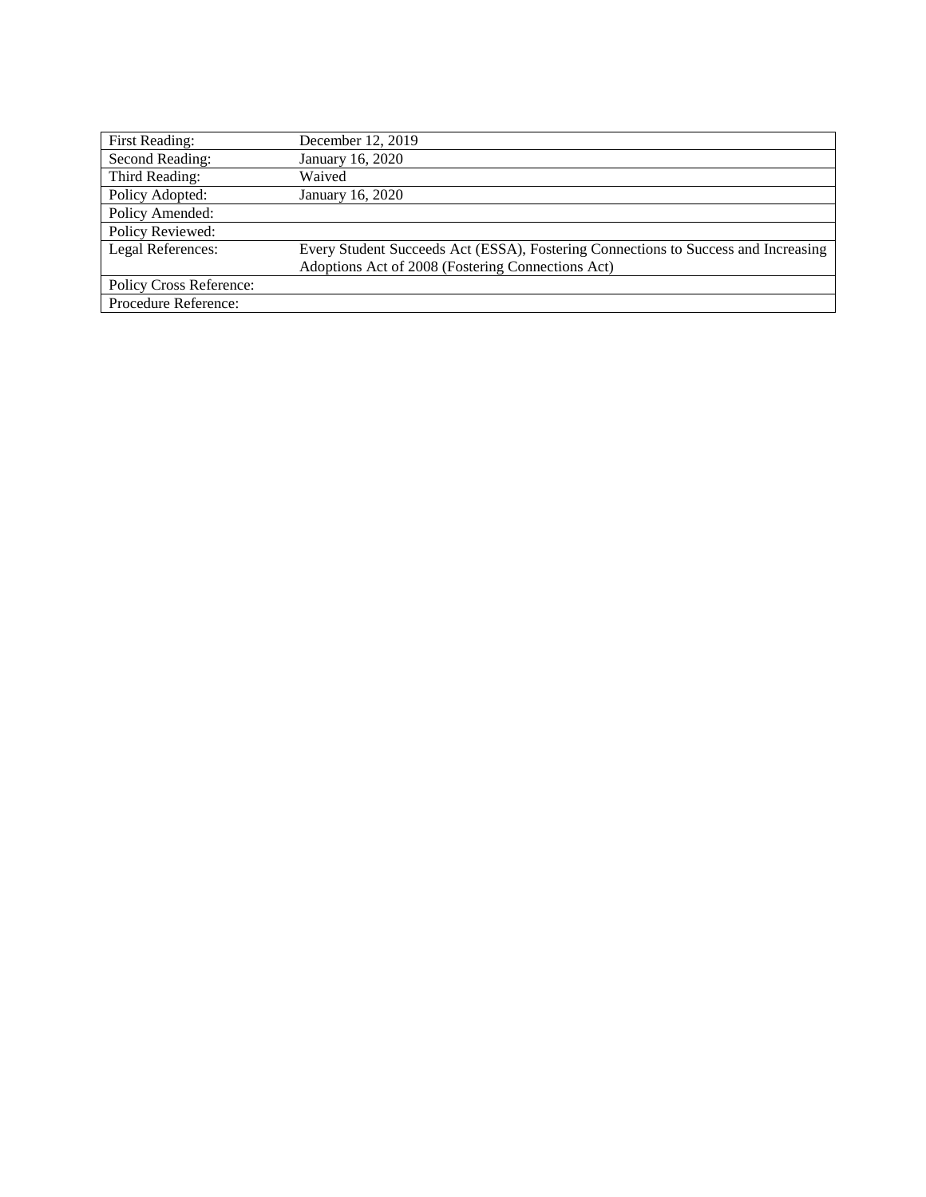| | |
|---|---|
| First Reading: | December 12, 2019 |
| Second Reading: | January 16, 2020 |
| Third Reading: | Waived |
| Policy Adopted: | January 16, 2020 |
| Policy Amended: | |
| Policy Reviewed: | |
| Legal References: | Every Student Succeeds Act (ESSA), Fostering Connections to Success and Increasing Adoptions Act of 2008 (Fostering Connections Act) |
| Policy Cross Reference: | |
| Procedure Reference: | |